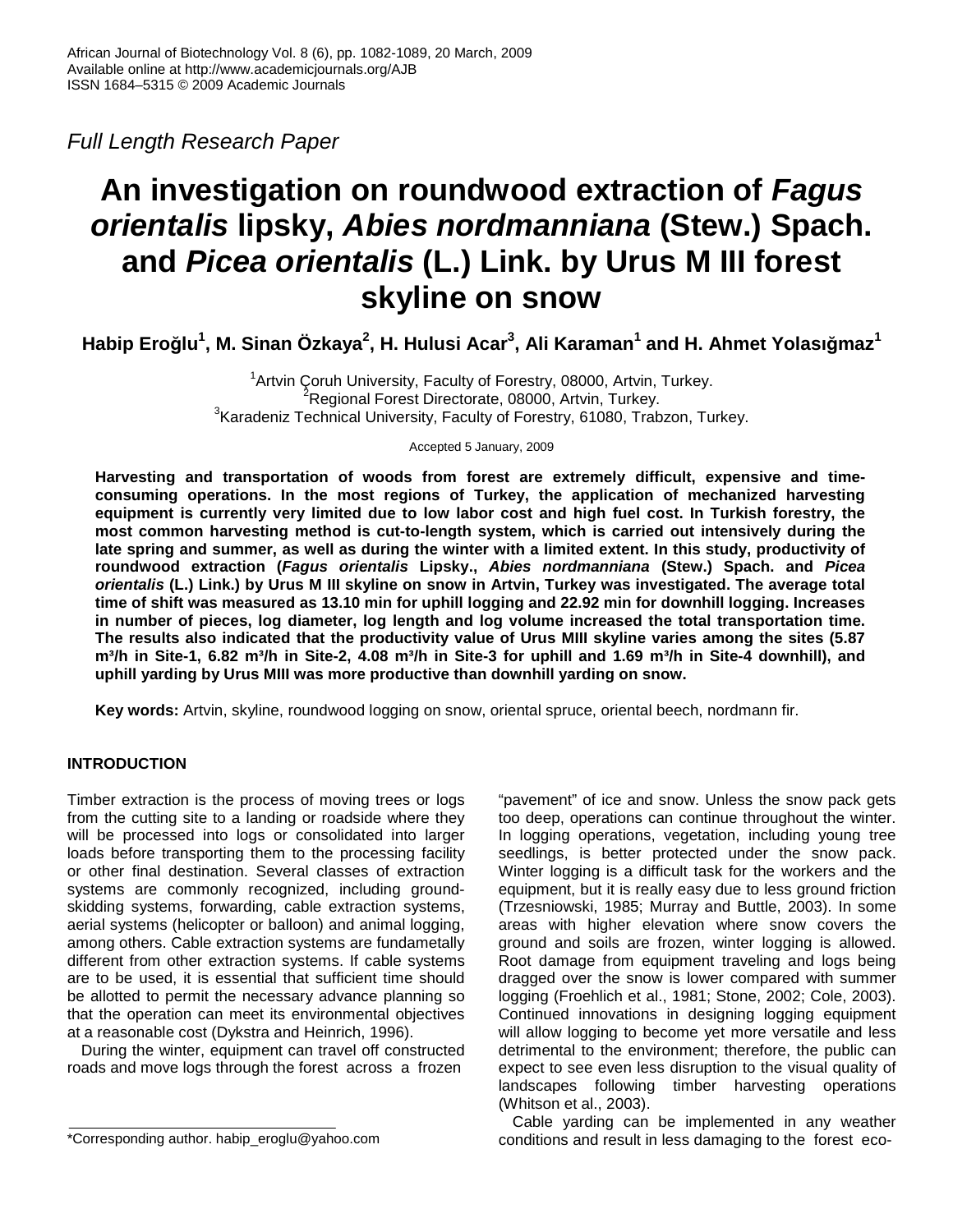Full Length Research Paper

# An investigation on roundwood extraction of *Fagus orientalis* lipsky, *Abies nordmanniana* (Stew.) Spach. and *Picea orientalis* (L.) Link. by Urus M III forest skyline on snow

**Habip Eroğlu[1], M. Sinan Özkaya[2], H. Hulusi Acar[3], Ali Karaman[1] and H. Ahmet Yolasığmaz[1]**

[1]Artvin Çoruh University, Faculty of Forestry, 08000, Artvin, Turkey.
[2]Regional Forest Directorate, 08000, Artvin, Turkey.
[3]Karadeniz Technical University, Faculty of Forestry, 61080, Trabzon, Turkey.

Accepted 5 January, 2009

**Harvesting and transportation of woods from forest are extremely difficult, expensive and time-consuming operations. In the most regions of Turkey, the application of mechanized harvesting equipment is currently very limited due to low labor cost and high fuel cost. In Turkish forestry, the most common harvesting method is cut-to-length system, which is carried out intensively during the late spring and summer, as well as during the winter with a limited extent. In this study, productivity of roundwood extraction (*Fagus orientalis* Lipsky., *Abies nordmanniana* (Stew.) Spach. and *Picea orientalis* (L.) Link.) by Urus M III skyline on snow in Artvin, Turkey was investigated. The average total time of shift was measured as 13.10 min for uphill logging and 22.92 min for downhill logging. Increases in number of pieces, log diameter, log length and log volume increased the total transportation time. The results also indicated that the productivity value of Urus MIII skyline varies among the sites (5.87 m³/h in Site-1, 6.82 m³/h in Site-2, 4.08 m³/h in Site-3 for uphill and 1.69 m³/h in Site-4 downhill), and uphill yarding by Urus MIII was more productive than downhill yarding on snow.**

**Key words:** Artvin, skyline, roundwood logging on snow, oriental spruce, oriental beech, nordmann fir.

## INTRODUCTION

Timber extraction is the process of moving trees or logs from the cutting site to a landing or roadside where they will be processed into logs or consolidated into larger loads before transporting them to the processing facility or other final destination. Several classes of extraction systems are commonly recognized, including ground-skidding systems, forwarding, cable extraction systems, aerial systems (helicopter or balloon) and animal logging, among others. Cable extraction systems are fundametally different from other extraction systems. If cable systems are to be used, it is essential that sufficient time should be allotted to permit the necessary advance planning so that the operation can meet its environmental objectives at a reasonable cost (Dykstra and Heinrich, 1996).

During the winter, equipment can travel off constructed roads and move logs through the forest across a frozen "pavement" of ice and snow. Unless the snow pack gets too deep, operations can continue throughout the winter. In logging operations, vegetation, including young tree seedlings, is better protected under the snow pack. Winter logging is a difficult task for the workers and the equipment, but it is really easy due to less ground friction (Trzesniowski, 1985; Murray and Buttle, 2003). In some areas with higher elevation where snow covers the ground and soils are frozen, winter logging is allowed. Root damage from equipment traveling and logs being dragged over the snow is lower compared with summer logging (Froehlich et al., 1981; Stone, 2002; Cole, 2003). Continued innovations in designing logging equipment will allow logging to become yet more versatile and less detrimental to the environment; therefore, the public can expect to see even less disruption to the visual quality of landscapes following timber harvesting operations (Whitson et al., 2003).

Cable yarding can be implemented in any weather conditions and result in less damaging to the forest eco-

*Corresponding author. habip_eroglu@yahoo.com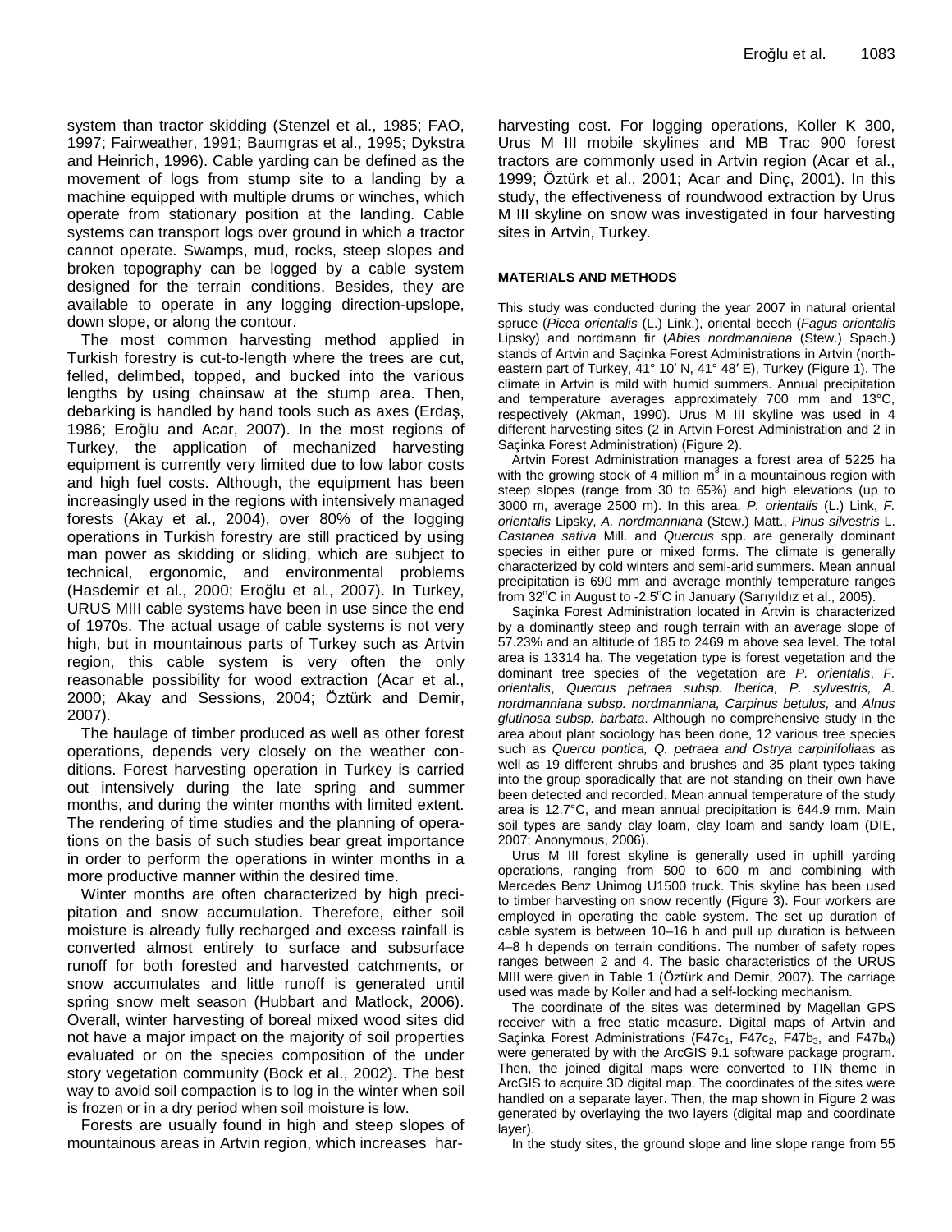system than tractor skidding (Stenzel et al., 1985; FAO, 1997; Fairweather, 1991; Baumgras et al., 1995; Dykstra and Heinrich, 1996). Cable yarding can be defined as the movement of logs from stump site to a landing by a machine equipped with multiple drums or winches, which operate from stationary position at the landing. Cable systems can transport logs over ground in which a tractor cannot operate. Swamps, mud, rocks, steep slopes and broken topography can be logged by a cable system designed for the terrain conditions. Besides, they are available to operate in any logging direction-upslope, down slope, or along the contour.

The most common harvesting method applied in Turkish forestry is cut-to-length where the trees are cut, felled, delimbed, topped, and bucked into the various lengths by using chainsaw at the stump area. Then, debarking is handled by hand tools such as axes (Erdaş, 1986; Eroğlu and Acar, 2007). In the most regions of Turkey, the application of mechanized harvesting equipment is currently very limited due to low labor costs and high fuel costs. Although, the equipment has been increasingly used in the regions with intensively managed forests (Akay et al., 2004), over 80% of the logging operations in Turkish forestry are still practiced by using man power as skidding or sliding, which are subject to technical, ergonomic, and environmental problems (Hasdemir et al., 2000; Eroğlu et al., 2007). In Turkey, URUS MIII cable systems have been in use since the end of 1970s. The actual usage of cable systems is not very high, but in mountainous parts of Turkey such as Artvin region, this cable system is very often the only reasonable possibility for wood extraction (Acar et al., 2000; Akay and Sessions, 2004; Öztürk and Demir, 2007).

The haulage of timber produced as well as other forest operations, depends very closely on the weather conditions. Forest harvesting operation in Turkey is carried out intensively during the late spring and summer months, and during the winter months with limited extent. The rendering of time studies and the planning of operations on the basis of such studies bear great importance in order to perform the operations in winter months in a more productive manner within the desired time.

Winter months are often characterized by high precipitation and snow accumulation. Therefore, either soil moisture is already fully recharged and excess rainfall is converted almost entirely to surface and subsurface runoff for both forested and harvested catchments, or snow accumulates and little runoff is generated until spring snow melt season (Hubbart and Matlock, 2006). Overall, winter harvesting of boreal mixed wood sites did not have a major impact on the majority of soil properties evaluated or on the species composition of the under story vegetation community (Bock et al., 2002). The best way to avoid soil compaction is to log in the winter when soil is frozen or in a dry period when soil moisture is low.

Forests are usually found in high and steep slopes of mountainous areas in Artvin region, which increases harvesting cost. For logging operations, Koller K 300, Urus M III mobile skylines and MB Trac 900 forest tractors are commonly used in Artvin region (Acar et al., 1999; Öztürk et al., 2001; Acar and Dinç, 2001). In this study, the effectiveness of roundwood extraction by Urus M III skyline on snow was investigated in four harvesting sites in Artvin, Turkey.

## MATERIALS AND METHODS

This study was conducted during the year 2007 in natural oriental spruce (*Picea orientalis* (L.) Link.), oriental beech (*Fagus orientalis* Lipsky) and nordmann fir (*Abies nordmanniana* (Stew.) Spach.) stands of Artvin and Saçinka Forest Administrations in Artvin (north-eastern part of Turkey, 41° 10′ N, 41° 48′ E), Turkey (Figure 1). The climate in Artvin is mild with humid summers. Annual precipitation and temperature averages approximately 700 mm and 13°C, respectively (Akman, 1990). Urus M III skyline was used in 4 different harvesting sites (2 in Artvin Forest Administration and 2 in Saçinka Forest Administration) (Figure 2).

Artvin Forest Administration manages a forest area of 5225 ha with the growing stock of 4 million m$^3$ in a mountainous region with steep slopes (range from 30 to 65%) and high elevations (up to 3000 m, average 2500 m). In this area, *P. orientalis* (L.) Link, *F. orientalis* Lipsky, *A. nordmanniana* (Stew.) Matt., *Pinus silvestris* L. *Castanea sativa* Mill. and *Quercus* spp. are generally dominant species in either pure or mixed forms. The climate is generally characterized by cold winters and semi-arid summers. Mean annual precipitation is 690 mm and average monthly temperature ranges from 32°C in August to -2.5°C in January (Sarıyıldız et al., 2005).

Saçinka Forest Administration located in Artvin is characterized by a dominantly steep and rough terrain with an average slope of 57.23% and an altitude of 185 to 2469 m above sea level. The total area is 13314 ha. The vegetation type is forest vegetation and the dominant tree species of the vegetation are *P. orientalis*, *F. orientalis*, *Quercus petraea subsp. Iberica, P. sylvestris, A. nordmanniana subsp. nordmanniana, Carpinus betulus,* and *Alnus glutinosa subsp. barbata*. Although no comprehensive study in the area about plant sociology has been done, 12 various tree species such as *Quercu pontica, Q. petraea and Ostrya carpinifolia*as as well as 19 different shrubs and brushes and 35 plant types taking into the group sporadically that are not standing on their own have been detected and recorded. Mean annual temperature of the study area is 12.7°C, and mean annual precipitation is 644.9 mm. Main soil types are sandy clay loam, clay loam and sandy loam (DIE, 2007; Anonymous, 2006).

Urus M III forest skyline is generally used in uphill yarding operations, ranging from 500 to 600 m and combining with Mercedes Benz Unimog U1500 truck. This skyline has been used to timber harvesting on snow recently (Figure 3). Four workers are employed in operating the cable system. The set up duration of cable system is between 10–16 h and pull up duration is between 4–8 h depends on terrain conditions. The number of safety ropes ranges between 2 and 4. The basic characteristics of the URUS MIII were given in Table 1 (Öztürk and Demir, 2007). The carriage used was made by Koller and had a self-locking mechanism.

The coordinate of the sites was determined by Magellan GPS receiver with a free static measure. Digital maps of Artvin and Saçinka Forest Administrations (F47c$_1$, F47c$_2$, F47b$_3$, and F47b$_4$) were generated by with the ArcGIS 9.1 software package program. Then, the joined digital maps were converted to TIN theme in ArcGIS to acquire 3D digital map. The coordinates of the sites were handled on a separate layer. Then, the map shown in Figure 2 was generated by overlaying the two layers (digital map and coordinate layer).

In the study sites, the ground slope and line slope range from 55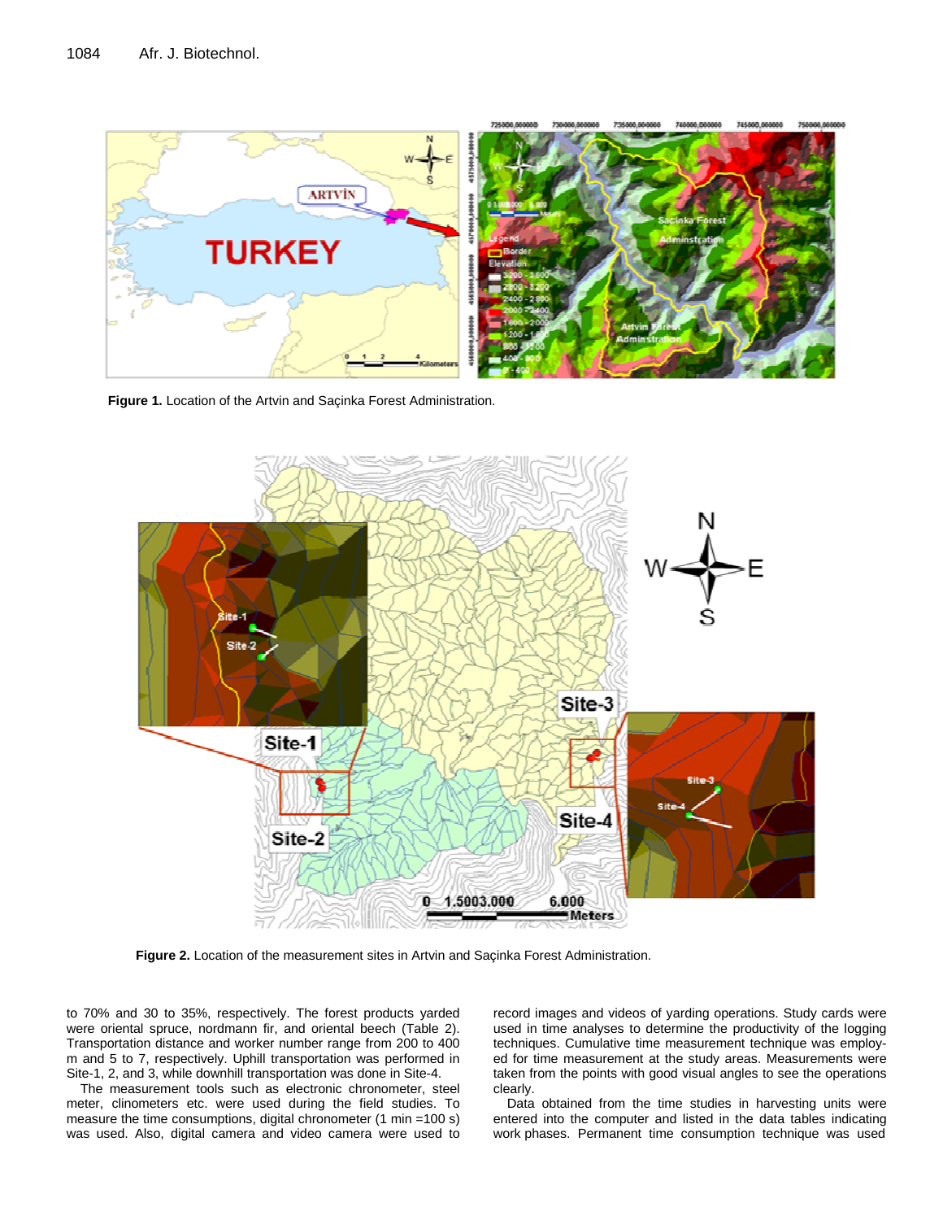Figure 1. Location of the Artvin and Saçinka Forest Administration.

Figure 2. Location of the measurement sites in Artvin and Saçinka Forest Administration.

to 70% and 30 to 35%, respectively. The forest products yarded were oriental spruce, nordmann fir, and oriental beech (Table 2). Transportation distance and worker number range from 200 to 400 m and 5 to 7, respectively. Uphill transportation was performed in Site-1, 2, and 3, while downhill transportation was done in Site-4.

The measurement tools such as electronic chronometer, steel meter, clinometers etc. were used during the field studies. To measure the time consumptions, digital chronometer (1 min =100 s) was used. Also, digital camera and video camera were used to record images and videos of yarding operations. Study cards were used in time analyses to determine the productivity of the logging techniques. Cumulative time measurement technique was employed for time measurement at the study areas. Measurements were taken from the points with good visual angles to see the operations clearly.

Data obtained from the time studies in harvesting units were entered into the computer and listed in the data tables indicating work phases. Permanent time consumption technique was used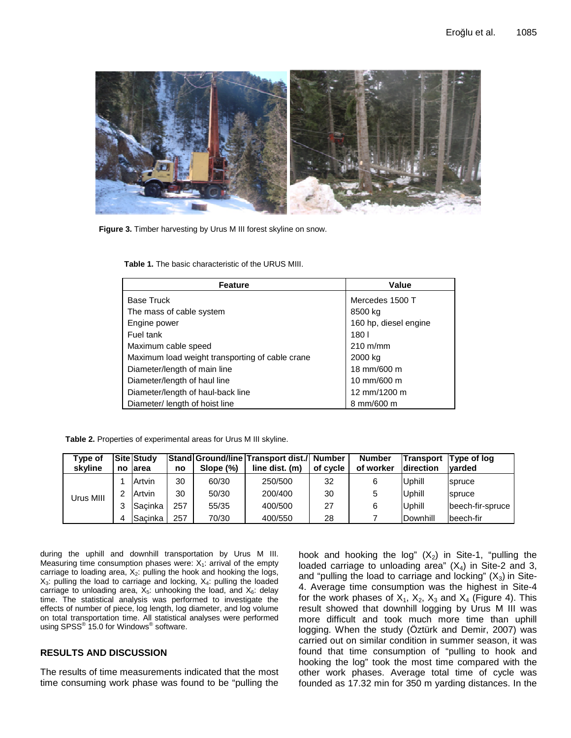Figure 3. Timber harvesting by Urus M III forest skyline on snow.

**Table 1.** The basic characteristic of the URUS MIII.

| Feature | Value |
|---|---|
| Base Truck | Mercedes 1500 T |
| The mass of cable system | 8500 kg |
| Engine power | 160 hp, diesel engine |
| Fuel tank | 180 l |
| Maximum cable speed | 210 m/mm |
| Maximum load weight transporting of cable crane | 2000 kg |
| Diameter/length of main line | 18 mm/600 m |
| Diameter/length of haul line | 10 mm/600 m |
| Diameter/length of haul-back line | 12 mm/1200 m |
| Diameter/ length of hoist line | 8 mm/600 m |

**Table 2.** Properties of experimental areas for Urus M III skyline.

| Type of skyline | Site no | Study area | Stand no | Ground/line Slope (%) | Transport dist./ line dist. (m) | Number of cycle | Number of worker | Transport direction | Type of log yarded |
|---|---|---|---|---|---|---|---|---|---|
| Urus MIII | 1 | Artvin | 30 | 60/30 | 250/500 | 32 | 6 | Uphill | spruce |
| | 2 | Artvin | 30 | 50/30 | 200/400 | 30 | 5 | Uphill | spruce |
| | 3 | Saçinka | 257 | 55/35 | 400/500 | 27 | 6 | Uphill | beech-fir-spruce |
| | 4 | Saçinka | 257 | 70/30 | 400/550 | 28 | 7 | Downhill | beech-fir |

during the uphill and downhill transportation by Urus M III. Measuring time consumption phases were: $X_1$: arrival of the empty carriage to loading area, $X_2$: pulling the hook and hooking the logs, $X_3$: pulling the load to carriage and locking, $X_4$: pulling the loaded carriage to unloading area, $X_5$: unhooking the load, and $X_6$: delay time. The statistical analysis was performed to investigate the effects of number of piece, log length, log diameter, and log volume on total transportation time. All statistical analyses were performed using SPSS® 15.0 for Windows® software.

## RESULTS AND DISCUSSION

The results of time measurements indicated that the most time consuming work phase was found to be "pulling the hook and hooking the log" ($X_2$) in Site-1, "pulling the loaded carriage to unloading area" ($X_4$) in Site-2 and 3, and "pulling the load to carriage and locking" ($X_3$) in Site-4. Average time consumption was the highest in Site-4 for the work phases of $X_1$, $X_2$, $X_3$ and $X_4$ (Figure 4). This result showed that downhill logging by Urus M III was more difficult and took much more time than uphill logging. When the study (Öztürk and Demir, 2007) was carried out on similar condition in summer season, it was found that time consumption of "pulling to hook and hooking the log" took the most time compared with the other work phases. Average total time of cycle was founded as 17.32 min for 350 m yarding distances. In the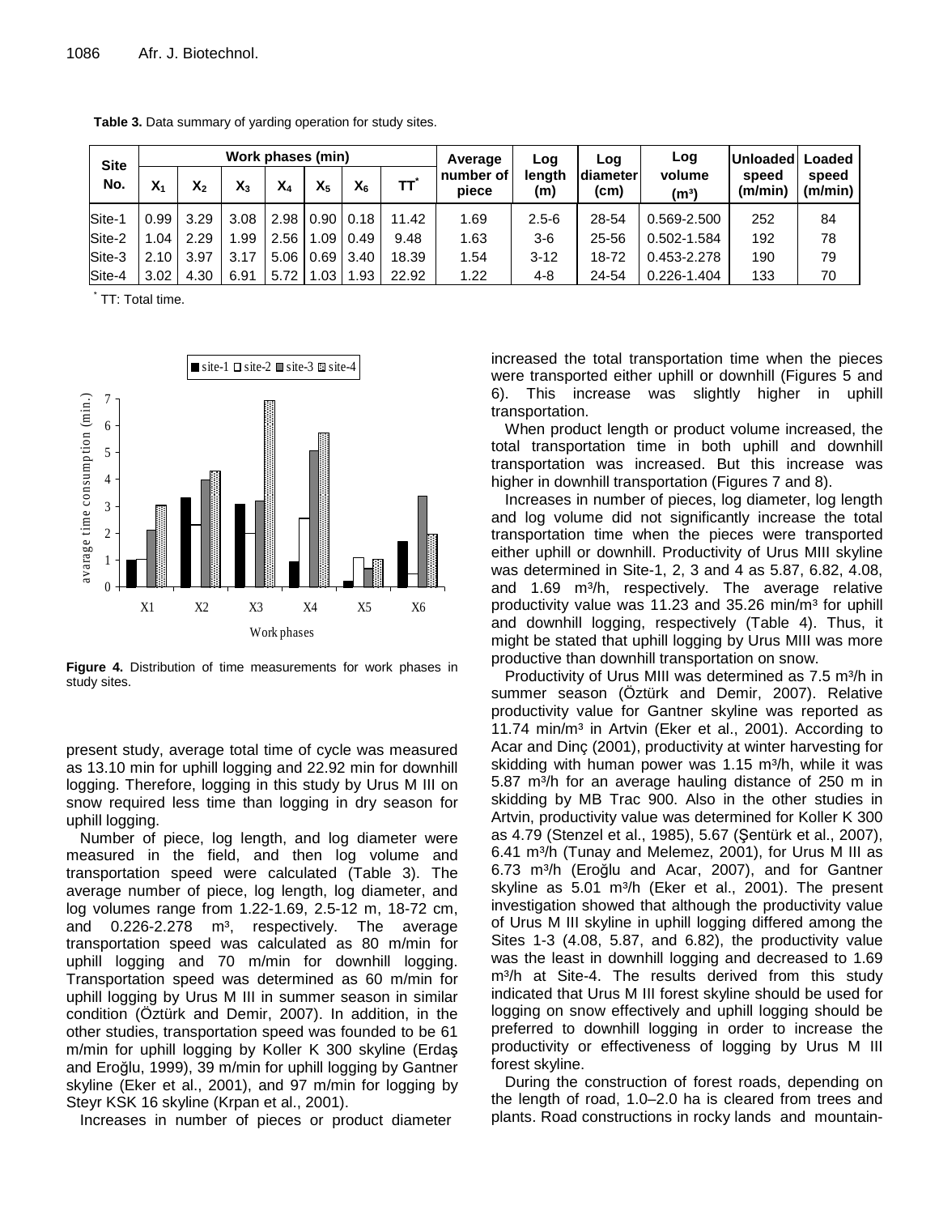**Table 3.** Data summary of yarding operation for study sites.

| Site No. | Work phases (min) | | | | | | | Average number of piece | Log length (m) | Log diameter (cm) | Log volume (m³) | Unloaded speed (m/min) | Loaded speed (m/min) |
|---|---|---|---|---|---|---|---|---|---|---|---|---|---|
| | $X_1$ | $X_2$ | $X_3$ | $X_4$ | $X_5$ | $X_6$ | TT* | | | | | | |
| Site-1 | 0.99 | 3.29 | 3.08 | 2.98 | 0.90 | 0.18 | 11.42 | 1.69 | 2.5-6 | 28-54 | 0.569-2.500 | 252 | 84 |
| Site-2 | 1.04 | 2.29 | 1.99 | 2.56 | 1.09 | 0.49 | 9.48 | 1.63 | 3-6 | 25-56 | 0.502-1.584 | 192 | 78 |
| Site-3 | 2.10 | 3.97 | 3.17 | 5.06 | 0.69 | 3.40 | 18.39 | 1.54 | 3-12 | 18-72 | 0.453-2.278 | 190 | 79 |
| Site-4 | 3.02 | 4.30 | 6.91 | 5.72 | 1.03 | 1.93 | 22.92 | 1.22 | 4-8 | 24-54 | 0.226-1.404 | 133 | 70 |

* TT: Total time.

site-1 site-2 site-3 site-4

avarage time consumption (min.)

0 1 2 3 4 5 6 7

X1 X2 X3 X4 X5 X6

Work phases

**Figure 4.** Distribution of time measurements for work phases in study sites.

present study, average total time of cycle was measured as 13.10 min for uphill logging and 22.92 min for downhill logging. Therefore, logging in this study by Urus M III on snow required less time than logging in dry season for uphill logging.

Number of piece, log length, and log diameter were measured in the field, and then log volume and transportation speed were calculated (Table 3). The average number of piece, log length, log diameter, and log volumes range from 1.22-1.69, 2.5-12 m, 18-72 cm, and 0.226-2.278 m³, respectively. The average transportation speed was calculated as 80 m/min for uphill logging and 70 m/min for downhill logging. Transportation speed was determined as 60 m/min for uphill logging by Urus M III in summer season in similar condition (Öztürk and Demir, 2007). In addition, in the other studies, transportation speed was founded to be 61 m/min for uphill logging by Koller K 300 skyline (Erdaş and Eroğlu, 1999), 39 m/min for uphill logging by Gantner skyline (Eker et al., 2001), and 97 m/min for logging by Steyr KSK 16 skyline (Krpan et al., 2001).

Increases in number of pieces or product diameter increased the total transportation time when the pieces were transported either uphill or downhill (Figures 5 and 6). This increase was slightly higher in uphill transportation.

When product length or product volume increased, the total transportation time in both uphill and downhill transportation was increased. But this increase was higher in downhill transportation (Figures 7 and 8).

Increases in number of pieces, log diameter, log length and log volume did not significantly increase the total transportation time when the pieces were transported either uphill or downhill. Productivity of Urus MIII skyline was determined in Site-1, 2, 3 and 4 as 5.87, 6.82, 4.08, and 1.69 m³/h, respectively. The average relative productivity value was 11.23 and 35.26 min/m³ for uphill and downhill logging, respectively (Table 4). Thus, it might be stated that uphill logging by Urus MIII was more productive than downhill transportation on snow.

Productivity of Urus MIII was determined as 7.5 m³/h in summer season (Öztürk and Demir, 2007). Relative productivity value for Gantner skyline was reported as 11.74 min/m³ in Artvin (Eker et al., 2001). According to Acar and Dinç (2001), productivity at winter harvesting for skidding with human power was 1.15 m³/h, while it was 5.87 m³/h for an average hauling distance of 250 m in skidding by MB Trac 900. Also in the other studies in Artvin, productivity value was determined for Koller K 300 as 4.79 (Stenzel et al., 1985), 5.67 (Şentürk et al., 2007), 6.41 m³/h (Tunay and Melemez, 2001), for Urus M III as 6.73 m³/h (Eroğlu and Acar, 2007), and for Gantner skyline as 5.01 m³/h (Eker et al., 2001). The present investigation showed that although the productivity value of Urus M III skyline in uphill logging differed among the Sites 1-3 (4.08, 5.87, and 6.82), the productivity value was the least in downhill logging and decreased to 1.69 m³/h at Site-4. The results derived from this study indicated that Urus M III forest skyline should be used for logging on snow effectively and uphill logging should be preferred to downhill logging in order to increase the productivity or effectiveness of logging by Urus M III forest skyline.

During the construction of forest roads, depending on the length of road, 1.0–2.0 ha is cleared from trees and plants. Road constructions in rocky lands and mountain-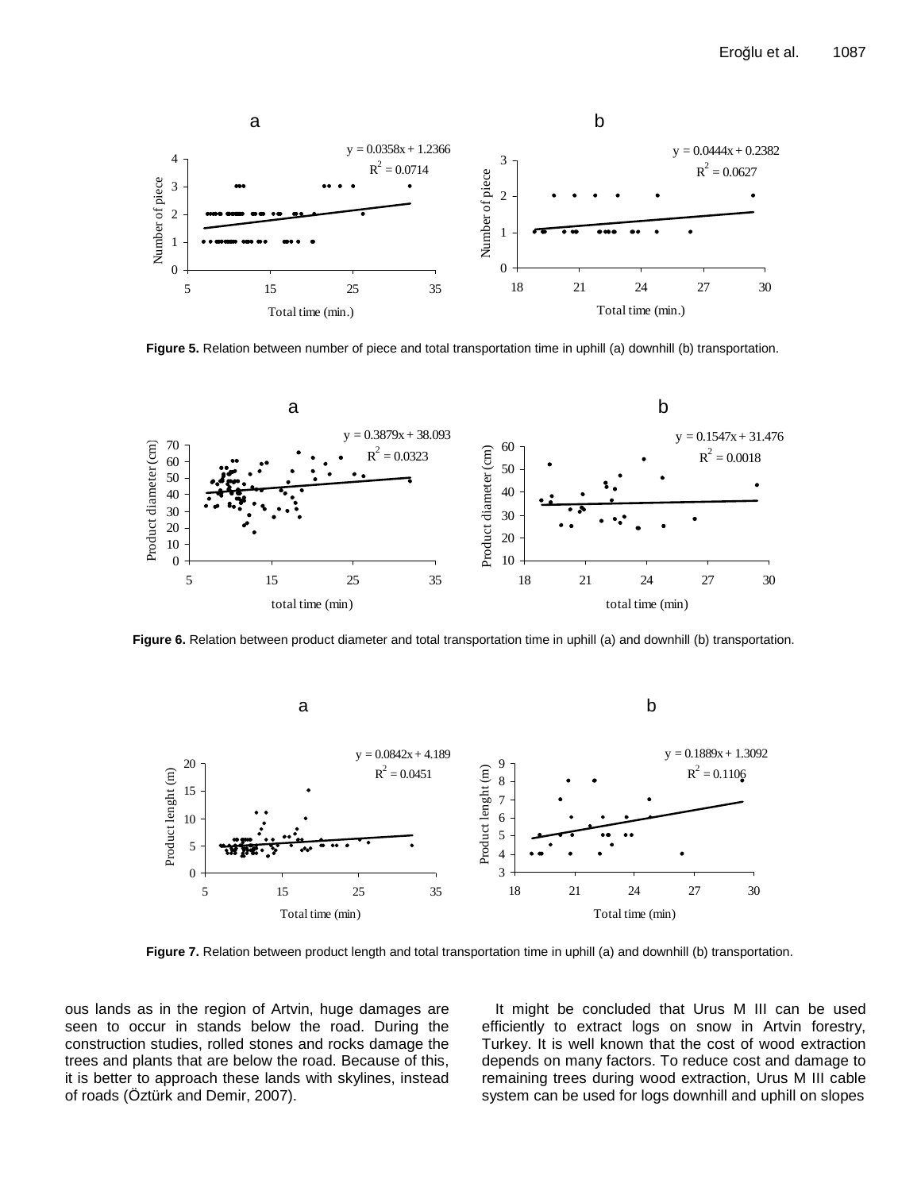a

y = 0.0358x + 1.2366
$R^2$ = 0.0714

Number of piece

4
3
2
1
0

5 15 25 35

Total time (min.)

b

y = 0.0444x + 0.2382
$R^2$ = 0.0627

Number of piece

3
2
1
0

18 21 24 27 30

Total time (min.)

**Figure 5.** Relation between number of piece and total transportation time in uphill (a) downhill (b) transportation.

a

y = 0.3879x + 38.093
$R^2$ = 0.0323

Product diameter (cm)

70
60
50
40
30
20
10
0

5 15 25 35

total time (min)

b

y = 0.1547x + 31.476
$R^2$ = 0.0018

Product diameter (cm)

60
50
40
30
20
10

18 21 24 27 30

total time (min)

**Figure 6.** Relation between product diameter and total transportation time in uphill (a) and downhill (b) transportation.

a

y = 0.0842x + 4.189
$R^2$ = 0.0451

Product lenght (m)

20
15
10
5
0

5 15 25 35

Total time (min)

b

y = 0.1889x + 1.3092
$R^2$ = 0.1106

Product lenght (m)

9
8
7
6
5
4
3

18 21 24 27 30

Total time (min)

**Figure 7.** Relation between product length and total transportation time in uphill (a) and downhill (b) transportation.

ous lands as in the region of Artvin, huge damages are seen to occur in stands below the road. During the construction studies, rolled stones and rocks damage the trees and plants that are below the road. Because of this, it is better to approach these lands with skylines, instead of roads (Öztürk and Demir, 2007).

It might be concluded that Urus M III can be used efficiently to extract logs on snow in Artvin forestry, Turkey. It is well known that the cost of wood extraction depends on many factors. To reduce cost and damage to remaining trees during wood extraction, Urus M III cable system can be used for logs downhill and uphill on slopes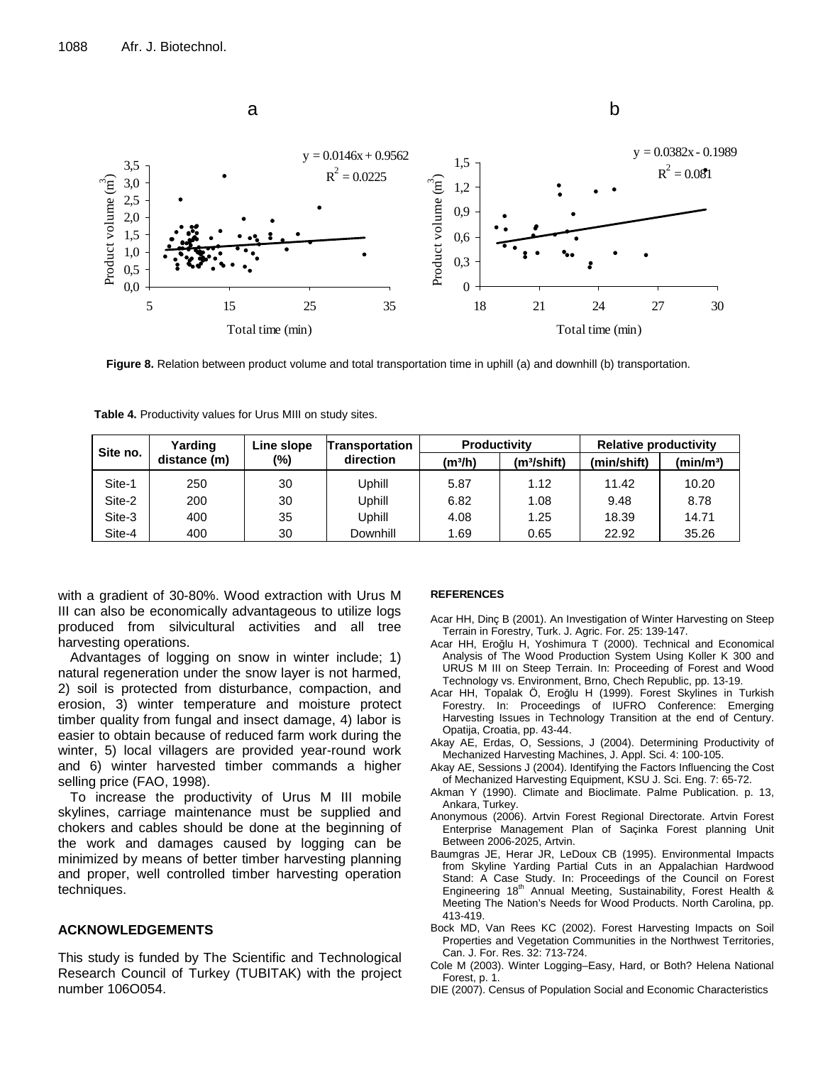**Figure 8.** Relation between product volume and total transportation time in uphill (a) and downhill (b) transportation.

**Table 4.** Productivity values for Urus MIII on study sites.

| Site no. | Yarding distance (m) | Line slope (%) | Transportation direction | Productivity | | Relative productivity | |
|---|---|---|---|---|---|---|---|
| | | | | ($m^3$/h) | ($m^3$/shift) | (min/shift) | (min/$m^3$) |
| Site-1 | 250 | 30 | Uphill | 5.87 | 1.12 | 11.42 | 10.20 |
| Site-2 | 200 | 30 | Uphill | 6.82 | 1.08 | 9.48 | 8.78 |
| Site-3 | 400 | 35 | Uphill | 4.08 | 1.25 | 18.39 | 14.71 |
| Site-4 | 400 | 30 | Downhill | 1.69 | 0.65 | 22.92 | 35.26 |

with a gradient of 30-80%. Wood extraction with Urus M III can also be economically advantageous to utilize logs produced from silvicultural activities and all tree harvesting operations.

Advantages of logging on snow in winter include; 1) natural regeneration under the snow layer is not harmed, 2) soil is protected from disturbance, compaction, and erosion, 3) winter temperature and moisture protect timber quality from fungal and insect damage, 4) labor is easier to obtain because of reduced farm work during the winter, 5) local villagers are provided year-round work and 6) winter harvested timber commands a higher selling price (FAO, 1998).

To increase the productivity of Urus M III mobile skylines, carriage maintenance must be supplied and chokers and cables should be done at the beginning of the work and damages caused by logging can be minimized by means of better timber harvesting planning and proper, well controlled timber harvesting operation techniques.

## ACKNOWLEDGEMENTS

This study is funded by The Scientific and Technological Research Council of Turkey (TUBITAK) with the project number 106O054.

## REFERENCES

Acar HH, Dinç B (2001). An Investigation of Winter Harvesting on Steep Terrain in Forestry, Turk. J. Agric. For. 25: 139-147.

Acar HH, Eroğlu H, Yoshimura T (2000). Technical and Economical Analysis of The Wood Production System Using Koller K 300 and URUS M III on Steep Terrain. In: Proceeding of Forest and Wood Technology vs. Environment, Brno, Chech Republic, pp. 13-19.

Acar HH, Topalak Ö, Eroğlu H (1999). Forest Skylines in Turkish Forestry. In: Proceedings of IUFRO Conference: Emerging Harvesting Issues in Technology Transition at the end of Century. Opatija, Croatia, pp. 43-44.

Akay AE, Erdas, O, Sessions, J (2004). Determining Productivity of Mechanized Harvesting Machines, J. Appl. Sci. 4: 100-105.

Akay AE, Sessions J (2004). Identifying the Factors Influencing the Cost of Mechanized Harvesting Equipment, KSU J. Sci. Eng. 7: 65-72.

Akman Y (1990). Climate and Bioclimate. Palme Publication. p. 13, Ankara, Turkey.

Anonymous (2006). Artvin Forest Regional Directorate. Artvin Forest Enterprise Management Plan of Saçinka Forest planning Unit Between 2006-2025, Artvin.

Baumgras JE, Herar JR, LeDoux CB (1995). Environmental Impacts from Skyline Yarding Partial Cuts in an Appalachian Hardwood Stand: A Case Study. In: Proceedings of the Council on Forest Engineering 18th Annual Meeting, Sustainability, Forest Health & Meeting The Nation's Needs for Wood Products. North Carolina, pp. 413-419.

Bock MD, Van Rees KC (2002). Forest Harvesting Impacts on Soil Properties and Vegetation Communities in the Northwest Territories, Can. J. For. Res. 32: 713-724.

Cole M (2003). Winter Logging–Easy, Hard, or Both? Helena National Forest, p. 1.

DIE (2007). Census of Population Social and Economic Characteristics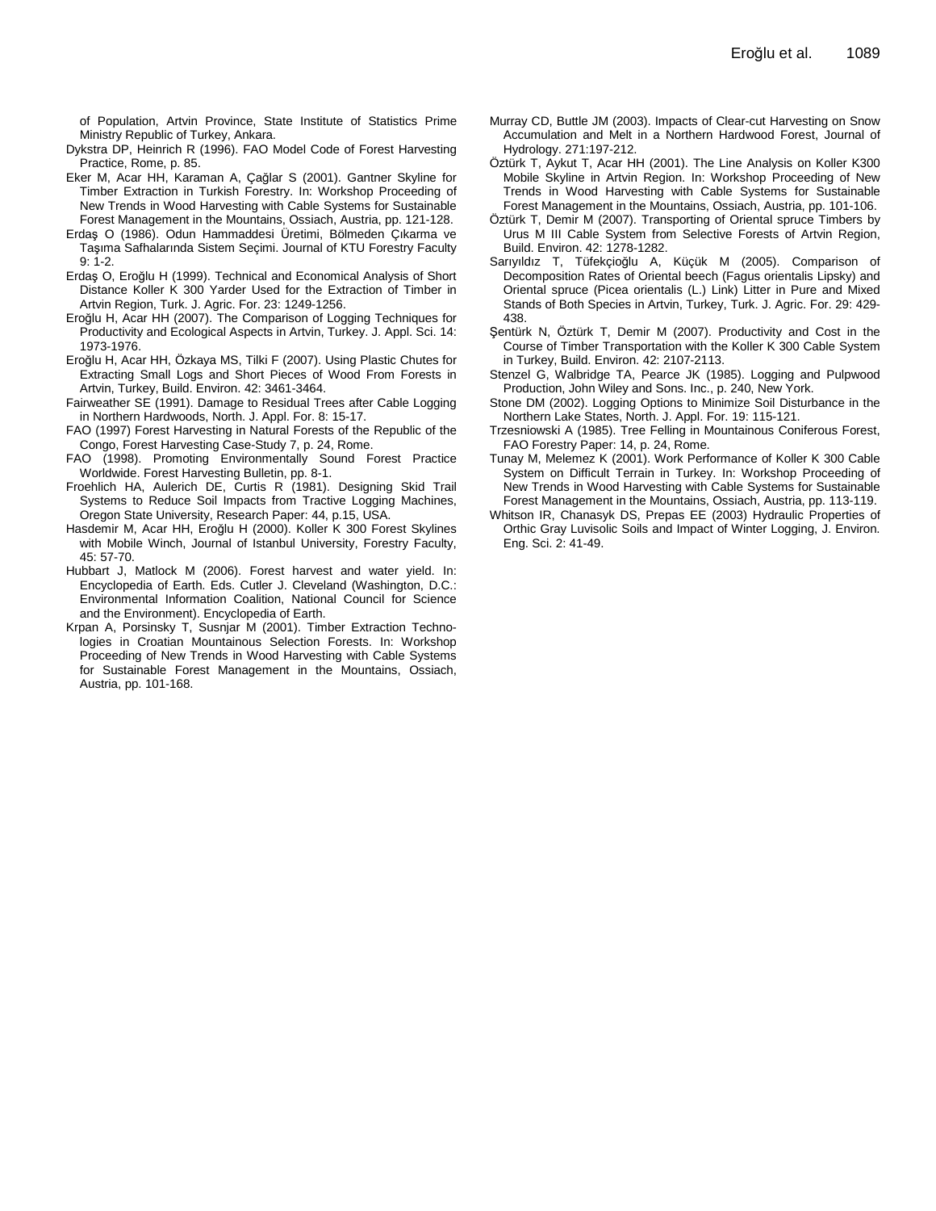of Population, Artvin Province, State Institute of Statistics Prime Ministry Republic of Turkey, Ankara.

Dykstra DP, Heinrich R (1996). FAO Model Code of Forest Harvesting Practice, Rome, p. 85.

Eker M, Acar HH, Karaman A, Çağlar S (2001). Gantner Skyline for Timber Extraction in Turkish Forestry. In: Workshop Proceeding of New Trends in Wood Harvesting with Cable Systems for Sustainable Forest Management in the Mountains, Ossiach, Austria, pp. 121-128.

Erdaş O (1986). Odun Hammaddesi Üretimi, Bölmeden Çıkarma ve Taşıma Safhalarında Sistem Seçimi. Journal of KTU Forestry Faculty 9: 1-2.

Erdaş O, Eroğlu H (1999). Technical and Economical Analysis of Short Distance Koller K 300 Yarder Used for the Extraction of Timber in Artvin Region, Turk. J. Agric. For. 23: 1249-1256.

Eroğlu H, Acar HH (2007). The Comparison of Logging Techniques for Productivity and Ecological Aspects in Artvin, Turkey. J. Appl. Sci. 14: 1973-1976.

Eroğlu H, Acar HH, Özkaya MS, Tilki F (2007). Using Plastic Chutes for Extracting Small Logs and Short Pieces of Wood From Forests in Artvin, Turkey, Build. Environ. 42: 3461-3464.

Fairweather SE (1991). Damage to Residual Trees after Cable Logging in Northern Hardwoods, North. J. Appl. For. 8: 15-17.

FAO (1997) Forest Harvesting in Natural Forests of the Republic of the Congo, Forest Harvesting Case-Study 7, p. 24, Rome.

FAO (1998). Promoting Environmentally Sound Forest Practice Worldwide. Forest Harvesting Bulletin, pp. 8-1.

Froehlich HA, Aulerich DE, Curtis R (1981). Designing Skid Trail Systems to Reduce Soil Impacts from Tractive Logging Machines, Oregon State University, Research Paper: 44, p.15, USA.

Hasdemir M, Acar HH, Eroğlu H (2000). Koller K 300 Forest Skylines with Mobile Winch, Journal of Istanbul University, Forestry Faculty, 45: 57-70.

Hubbart J, Matlock M (2006). Forest harvest and water yield. In: Encyclopedia of Earth. Eds. Cutler J. Cleveland (Washington, D.C.: Environmental Information Coalition, National Council for Science and the Environment). Encyclopedia of Earth.

Krpan A, Porsinsky T, Susnjar M (2001). Timber Extraction Technologies in Croatian Mountainous Selection Forests. In: Workshop Proceeding of New Trends in Wood Harvesting with Cable Systems for Sustainable Forest Management in the Mountains, Ossiach, Austria, pp. 101-168.

Murray CD, Buttle JM (2003). Impacts of Clear-cut Harvesting on Snow Accumulation and Melt in a Northern Hardwood Forest, Journal of Hydrology. 271:197-212.

Öztürk T, Aykut T, Acar HH (2001). The Line Analysis on Koller K300 Mobile Skyline in Artvin Region. In: Workshop Proceeding of New Trends in Wood Harvesting with Cable Systems for Sustainable Forest Management in the Mountains, Ossiach, Austria, pp. 101-106.

Öztürk T, Demir M (2007). Transporting of Oriental spruce Timbers by Urus M III Cable System from Selective Forests of Artvin Region, Build. Environ. 42: 1278-1282.

Sarıyıldız T, Tüfekçioğlu A, Küçük M (2005). Comparison of Decomposition Rates of Oriental beech (Fagus orientalis Lipsky) and Oriental spruce (Picea orientalis (L.) Link) Litter in Pure and Mixed Stands of Both Species in Artvin, Turkey, Turk. J. Agric. For. 29: 429-438.

Şentürk N, Öztürk T, Demir M (2007). Productivity and Cost in the Course of Timber Transportation with the Koller K 300 Cable System in Turkey, Build. Environ. 42: 2107-2113.

Stenzel G, Walbridge TA, Pearce JK (1985). Logging and Pulpwood Production, John Wiley and Sons. Inc., p. 240, New York.

Stone DM (2002). Logging Options to Minimize Soil Disturbance in the Northern Lake States, North. J. Appl. For. 19: 115-121.

Trzesniowski A (1985). Tree Felling in Mountainous Coniferous Forest, FAO Forestry Paper: 14, p. 24, Rome.

Tunay M, Melemez K (2001). Work Performance of Koller K 300 Cable System on Difficult Terrain in Turkey. In: Workshop Proceeding of New Trends in Wood Harvesting with Cable Systems for Sustainable Forest Management in the Mountains, Ossiach, Austria, pp. 113-119.

Whitson IR, Chanasyk DS, Prepas EE (2003) Hydraulic Properties of Orthic Gray Luvisolic Soils and Impact of Winter Logging, J. Environ. Eng. Sci. 2: 41-49.